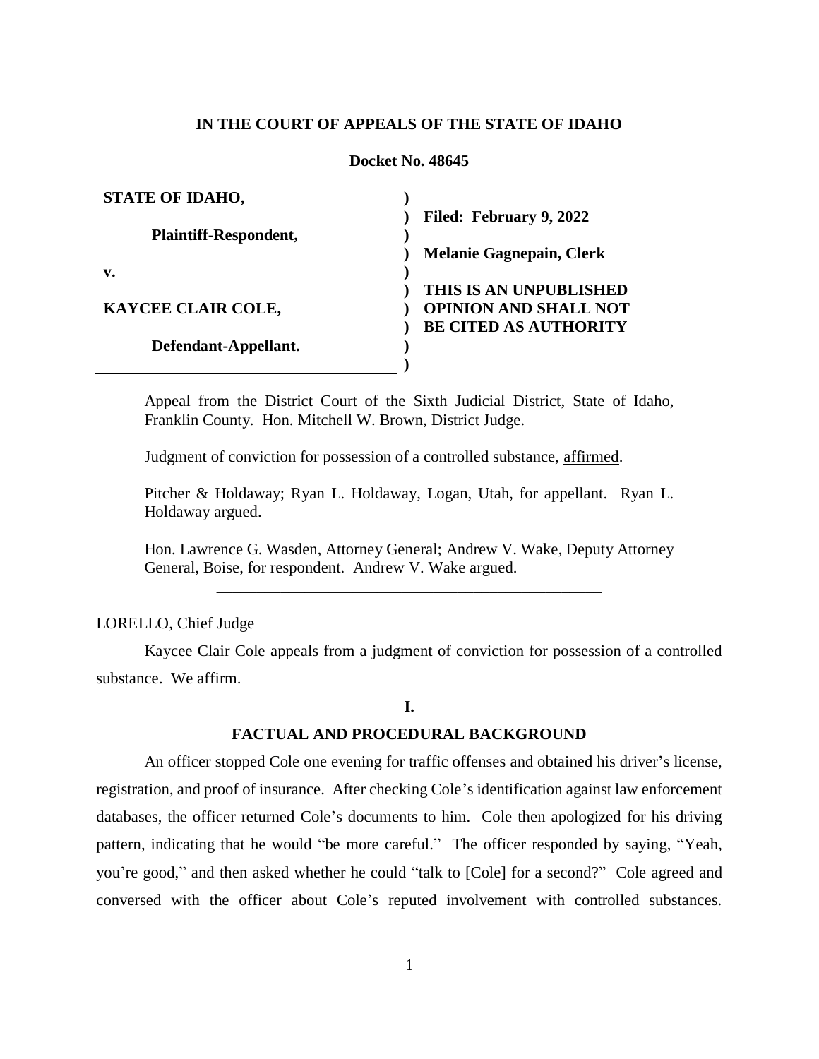**IN THE COURT OF APPEALS OF THE STATE OF IDAHO**

**Docket No. 48645**

| | |
|---|---|
| **STATE OF IDAHO,** | |
| **Plaintiff-Respondent,** | **Filed: February 9, 2022** |
| **v.** | **Melanie Gagnepain, Clerk** |
| **KAYCEE CLAIR COLE,** | **THIS IS AN UNPUBLISHED OPINION AND SHALL NOT BE CITED AS AUTHORITY** |
| **Defendant-Appellant.** | |

Appeal from the District Court of the Sixth Judicial District, State of Idaho, Franklin County. Hon. Mitchell W. Brown, District Judge.

Judgment of conviction for possession of a controlled substance, affirmed.

Pitcher & Holdaway; Ryan L. Holdaway, Logan, Utah, for appellant. Ryan L. Holdaway argued.

Hon. Lawrence G. Wasden, Attorney General; Andrew V. Wake, Deputy Attorney General, Boise, for respondent. Andrew V. Wake argued.

---

LORELLO, Chief Judge

Kaycee Clair Cole appeals from a judgment of conviction for possession of a controlled substance. We affirm.

## I.

## FACTUAL AND PROCEDURAL BACKGROUND

An officer stopped Cole one evening for traffic offenses and obtained his driver's license, registration, and proof of insurance. After checking Cole's identification against law enforcement databases, the officer returned Cole's documents to him. Cole then apologized for his driving pattern, indicating that he would "be more careful." The officer responded by saying, "Yeah, you're good," and then asked whether he could "talk to [Cole] for a second?" Cole agreed and conversed with the officer about Cole's reputed involvement with controlled substances.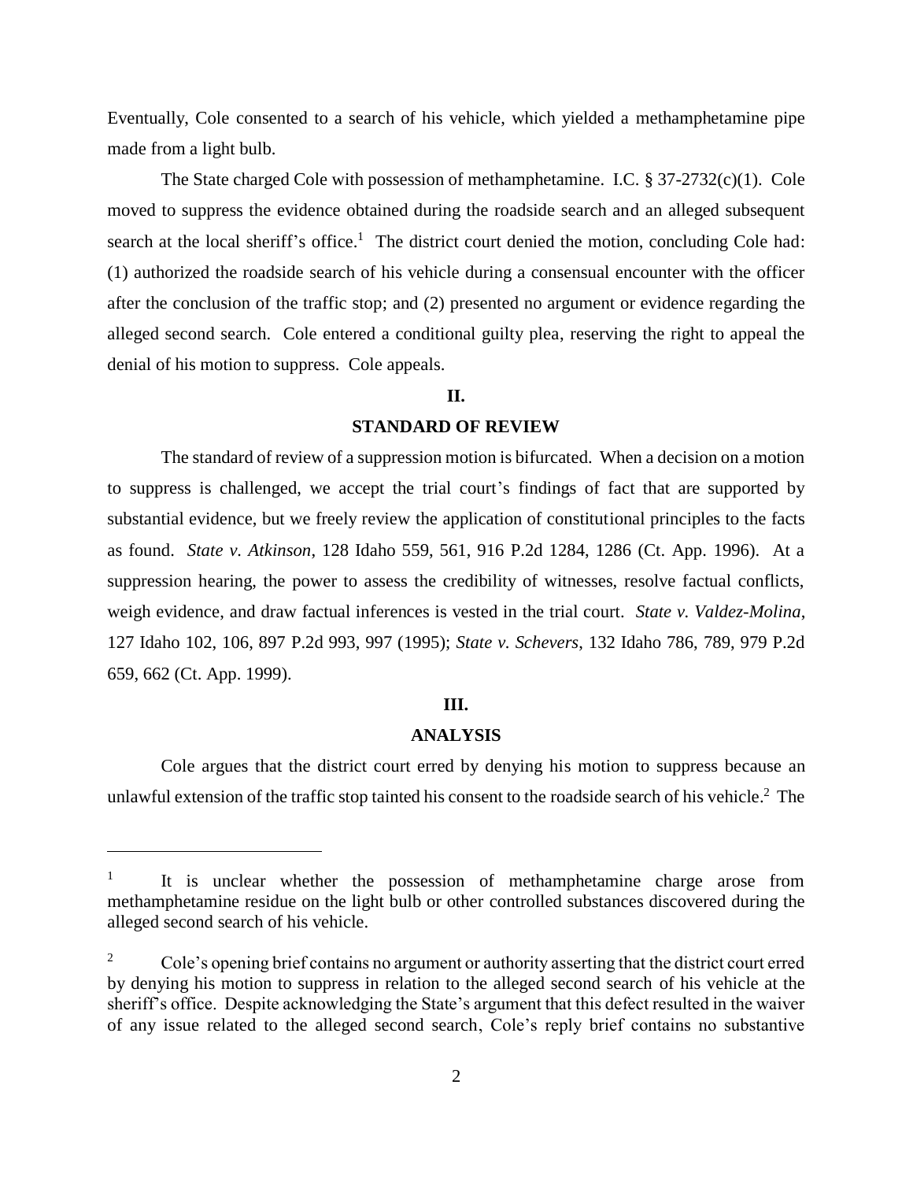Eventually, Cole consented to a search of his vehicle, which yielded a methamphetamine pipe made from a light bulb.

The State charged Cole with possession of methamphetamine. I.C. § 37-2732(c)(1). Cole moved to suppress the evidence obtained during the roadside search and an alleged subsequent search at the local sheriff's office.[1] The district court denied the motion, concluding Cole had: (1) authorized the roadside search of his vehicle during a consensual encounter with the officer after the conclusion of the traffic stop; and (2) presented no argument or evidence regarding the alleged second search. Cole entered a conditional guilty plea, reserving the right to appeal the denial of his motion to suppress. Cole appeals.

## II.

## STANDARD OF REVIEW

The standard of review of a suppression motion is bifurcated. When a decision on a motion to suppress is challenged, we accept the trial court's findings of fact that are supported by substantial evidence, but we freely review the application of constitutional principles to the facts as found. *State v. Atkinson*, 128 Idaho 559, 561, 916 P.2d 1284, 1286 (Ct. App. 1996). At a suppression hearing, the power to assess the credibility of witnesses, resolve factual conflicts, weigh evidence, and draw factual inferences is vested in the trial court. *State v. Valdez-Molina*, 127 Idaho 102, 106, 897 P.2d 993, 997 (1995); *State v. Schevers*, 132 Idaho 786, 789, 979 P.2d 659, 662 (Ct. App. 1999).

## III.

## ANALYSIS

Cole argues that the district court erred by denying his motion to suppress because an unlawful extension of the traffic stop tainted his consent to the roadside search of his vehicle.[2] The

---

[1] It is unclear whether the possession of methamphetamine charge arose from methamphetamine residue on the light bulb or other controlled substances discovered during the alleged second search of his vehicle.

[2] Cole's opening brief contains no argument or authority asserting that the district court erred by denying his motion to suppress in relation to the alleged second search of his vehicle at the sheriff's office. Despite acknowledging the State's argument that this defect resulted in the waiver of any issue related to the alleged second search, Cole's reply brief contains no substantive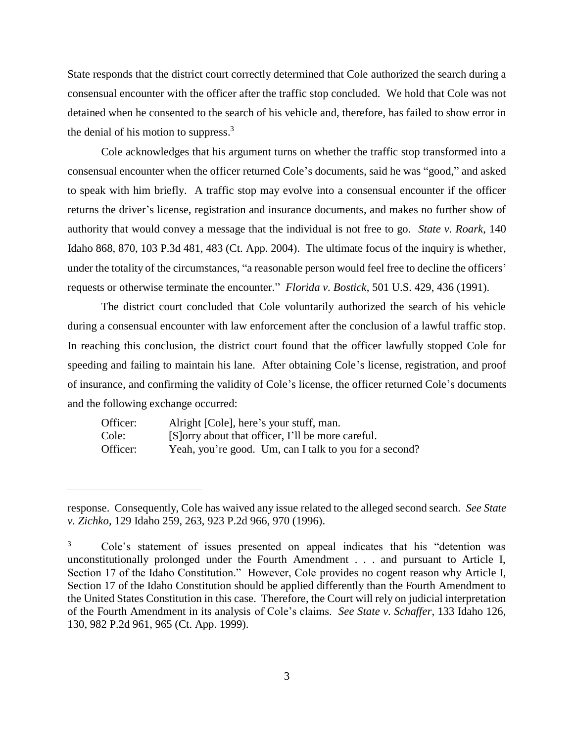State responds that the district court correctly determined that Cole authorized the search during a consensual encounter with the officer after the traffic stop concluded. We hold that Cole was not detained when he consented to the search of his vehicle and, therefore, has failed to show error in the denial of his motion to suppress.[3]

Cole acknowledges that his argument turns on whether the traffic stop transformed into a consensual encounter when the officer returned Cole's documents, said he was "good," and asked to speak with him briefly. A traffic stop may evolve into a consensual encounter if the officer returns the driver's license, registration and insurance documents, and makes no further show of authority that would convey a message that the individual is not free to go. *State v. Roark*, 140 Idaho 868, 870, 103 P.3d 481, 483 (Ct. App. 2004). The ultimate focus of the inquiry is whether, under the totality of the circumstances, "a reasonable person would feel free to decline the officers' requests or otherwise terminate the encounter." *Florida v. Bostick*, 501 U.S. 429, 436 (1991).

The district court concluded that Cole voluntarily authorized the search of his vehicle during a consensual encounter with law enforcement after the conclusion of a lawful traffic stop. In reaching this conclusion, the district court found that the officer lawfully stopped Cole for speeding and failing to maintain his lane. After obtaining Cole's license, registration, and proof of insurance, and confirming the validity of Cole's license, the officer returned Cole's documents and the following exchange occurred:

> Officer: Alright [Cole], here's your stuff, man.
> Cole: [S]orry about that officer, I'll be more careful.
> Officer: Yeah, you're good. Um, can I talk to you for a second?

---

response. Consequently, Cole has waived any issue related to the alleged second search. *See State v. Zichko*, 129 Idaho 259, 263, 923 P.2d 966, 970 (1996).

[3] Cole's statement of issues presented on appeal indicates that his "detention was unconstitutionally prolonged under the Fourth Amendment . . . and pursuant to Article I, Section 17 of the Idaho Constitution." However, Cole provides no cogent reason why Article I, Section 17 of the Idaho Constitution should be applied differently than the Fourth Amendment to the United States Constitution in this case. Therefore, the Court will rely on judicial interpretation of the Fourth Amendment in its analysis of Cole's claims. *See State v. Schaffer*, 133 Idaho 126, 130, 982 P.2d 961, 965 (Ct. App. 1999).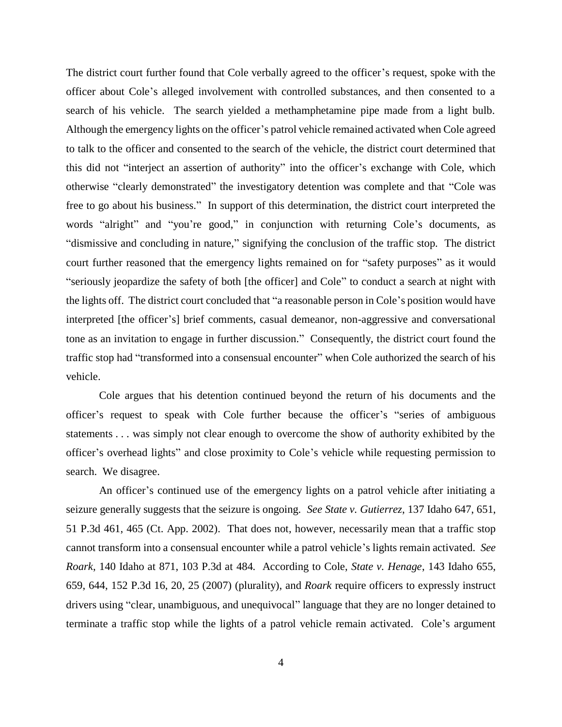The district court further found that Cole verbally agreed to the officer's request, spoke with the officer about Cole's alleged involvement with controlled substances, and then consented to a search of his vehicle. The search yielded a methamphetamine pipe made from a light bulb. Although the emergency lights on the officer's patrol vehicle remained activated when Cole agreed to talk to the officer and consented to the search of the vehicle, the district court determined that this did not "interject an assertion of authority" into the officer's exchange with Cole, which otherwise "clearly demonstrated" the investigatory detention was complete and that "Cole was free to go about his business." In support of this determination, the district court interpreted the words "alright" and "you're good," in conjunction with returning Cole's documents, as "dismissive and concluding in nature," signifying the conclusion of the traffic stop. The district court further reasoned that the emergency lights remained on for "safety purposes" as it would "seriously jeopardize the safety of both [the officer] and Cole" to conduct a search at night with the lights off. The district court concluded that "a reasonable person in Cole's position would have interpreted [the officer's] brief comments, casual demeanor, non-aggressive and conversational tone as an invitation to engage in further discussion." Consequently, the district court found the traffic stop had "transformed into a consensual encounter" when Cole authorized the search of his vehicle.

Cole argues that his detention continued beyond the return of his documents and the officer's request to speak with Cole further because the officer's "series of ambiguous statements . . . was simply not clear enough to overcome the show of authority exhibited by the officer's overhead lights" and close proximity to Cole's vehicle while requesting permission to search. We disagree.

An officer's continued use of the emergency lights on a patrol vehicle after initiating a seizure generally suggests that the seizure is ongoing. *See State v. Gutierrez*, 137 Idaho 647, 651, 51 P.3d 461, 465 (Ct. App. 2002). That does not, however, necessarily mean that a traffic stop cannot transform into a consensual encounter while a patrol vehicle's lights remain activated. *See Roark*, 140 Idaho at 871, 103 P.3d at 484. According to Cole, *State v. Henage*, 143 Idaho 655, 659, 644, 152 P.3d 16, 20, 25 (2007) (plurality), and *Roark* require officers to expressly instruct drivers using "clear, unambiguous, and unequivocal" language that they are no longer detained to terminate a traffic stop while the lights of a patrol vehicle remain activated. Cole's argument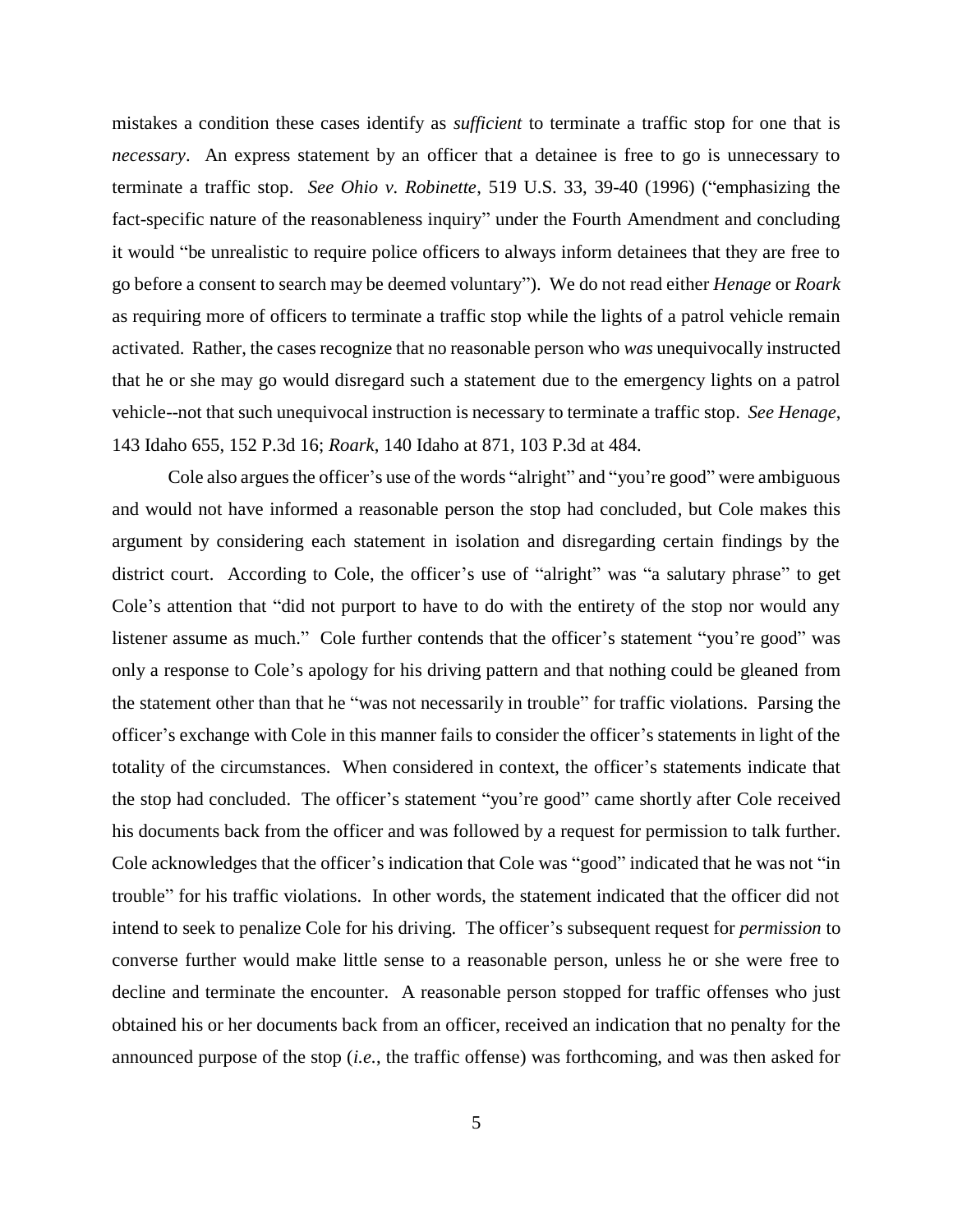mistakes a condition these cases identify as *sufficient* to terminate a traffic stop for one that is *necessary*. An express statement by an officer that a detainee is free to go is unnecessary to terminate a traffic stop. *See Ohio v. Robinette*, 519 U.S. 33, 39-40 (1996) ("emphasizing the fact-specific nature of the reasonableness inquiry" under the Fourth Amendment and concluding it would "be unrealistic to require police officers to always inform detainees that they are free to go before a consent to search may be deemed voluntary"). We do not read either *Henage* or *Roark* as requiring more of officers to terminate a traffic stop while the lights of a patrol vehicle remain activated. Rather, the cases recognize that no reasonable person who *was* unequivocally instructed that he or she may go would disregard such a statement due to the emergency lights on a patrol vehicle--not that such unequivocal instruction is necessary to terminate a traffic stop. *See Henage*, 143 Idaho 655, 152 P.3d 16; *Roark*, 140 Idaho at 871, 103 P.3d at 484.

Cole also argues the officer's use of the words "alright" and "you're good" were ambiguous and would not have informed a reasonable person the stop had concluded, but Cole makes this argument by considering each statement in isolation and disregarding certain findings by the district court. According to Cole, the officer's use of "alright" was "a salutary phrase" to get Cole's attention that "did not purport to have to do with the entirety of the stop nor would any listener assume as much." Cole further contends that the officer's statement "you're good" was only a response to Cole's apology for his driving pattern and that nothing could be gleaned from the statement other than that he "was not necessarily in trouble" for traffic violations. Parsing the officer's exchange with Cole in this manner fails to consider the officer's statements in light of the totality of the circumstances. When considered in context, the officer's statements indicate that the stop had concluded. The officer's statement "you're good" came shortly after Cole received his documents back from the officer and was followed by a request for permission to talk further. Cole acknowledges that the officer's indication that Cole was "good" indicated that he was not "in trouble" for his traffic violations. In other words, the statement indicated that the officer did not intend to seek to penalize Cole for his driving. The officer's subsequent request for *permission* to converse further would make little sense to a reasonable person, unless he or she were free to decline and terminate the encounter. A reasonable person stopped for traffic offenses who just obtained his or her documents back from an officer, received an indication that no penalty for the announced purpose of the stop (*i.e.*, the traffic offense) was forthcoming, and was then asked for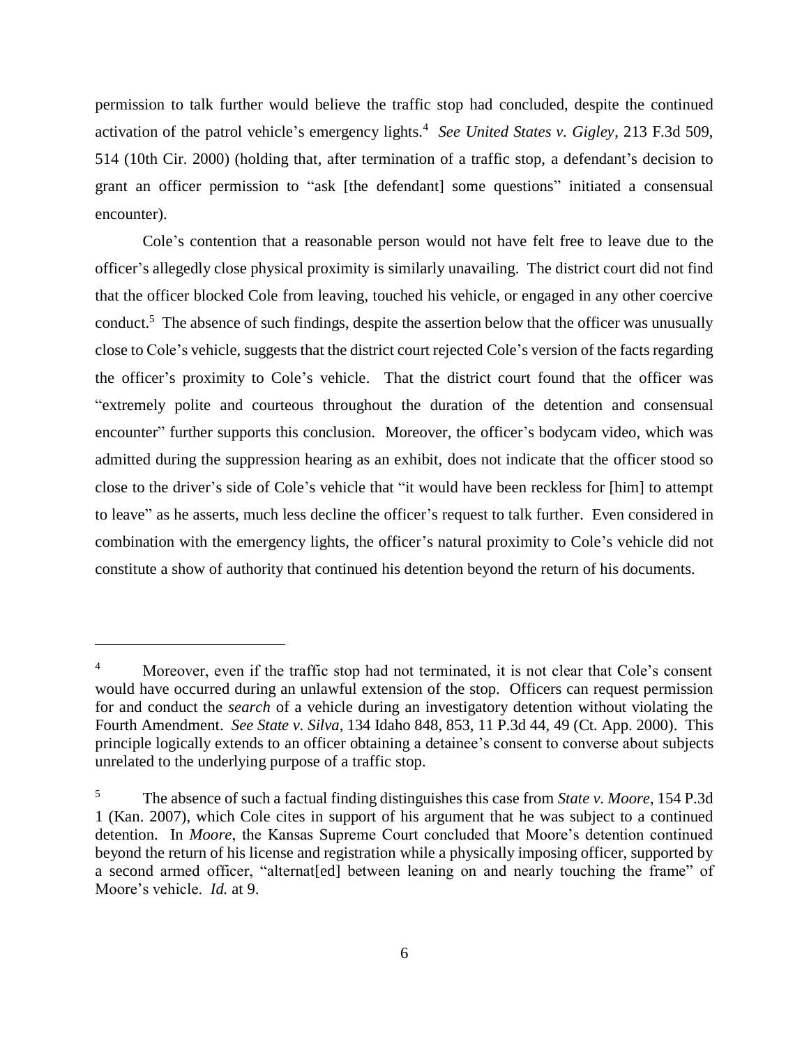permission to talk further would believe the traffic stop had concluded, despite the continued activation of the patrol vehicle's emergency lights.[4] *See United States v. Gigley*, 213 F.3d 509, 514 (10th Cir. 2000) (holding that, after termination of a traffic stop, a defendant's decision to grant an officer permission to "ask [the defendant] some questions" initiated a consensual encounter).

Cole's contention that a reasonable person would not have felt free to leave due to the officer's allegedly close physical proximity is similarly unavailing. The district court did not find that the officer blocked Cole from leaving, touched his vehicle, or engaged in any other coercive conduct.[5] The absence of such findings, despite the assertion below that the officer was unusually close to Cole's vehicle, suggests that the district court rejected Cole's version of the facts regarding the officer's proximity to Cole's vehicle. That the district court found that the officer was "extremely polite and courteous throughout the duration of the detention and consensual encounter" further supports this conclusion. Moreover, the officer's bodycam video, which was admitted during the suppression hearing as an exhibit, does not indicate that the officer stood so close to the driver's side of Cole's vehicle that "it would have been reckless for [him] to attempt to leave" as he asserts, much less decline the officer's request to talk further. Even considered in combination with the emergency lights, the officer's natural proximity to Cole's vehicle did not constitute a show of authority that continued his detention beyond the return of his documents.

---

[4] Moreover, even if the traffic stop had not terminated, it is not clear that Cole's consent would have occurred during an unlawful extension of the stop. Officers can request permission for and conduct the *search* of a vehicle during an investigatory detention without violating the Fourth Amendment. *See State v. Silva*, 134 Idaho 848, 853, 11 P.3d 44, 49 (Ct. App. 2000). This principle logically extends to an officer obtaining a detainee's consent to converse about subjects unrelated to the underlying purpose of a traffic stop.

[5] The absence of such a factual finding distinguishes this case from *State v. Moore*, 154 P.3d 1 (Kan. 2007), which Cole cites in support of his argument that he was subject to a continued detention. In *Moore*, the Kansas Supreme Court concluded that Moore's detention continued beyond the return of his license and registration while a physically imposing officer, supported by a second armed officer, "alternat[ed] between leaning on and nearly touching the frame" of Moore's vehicle. *Id.* at 9.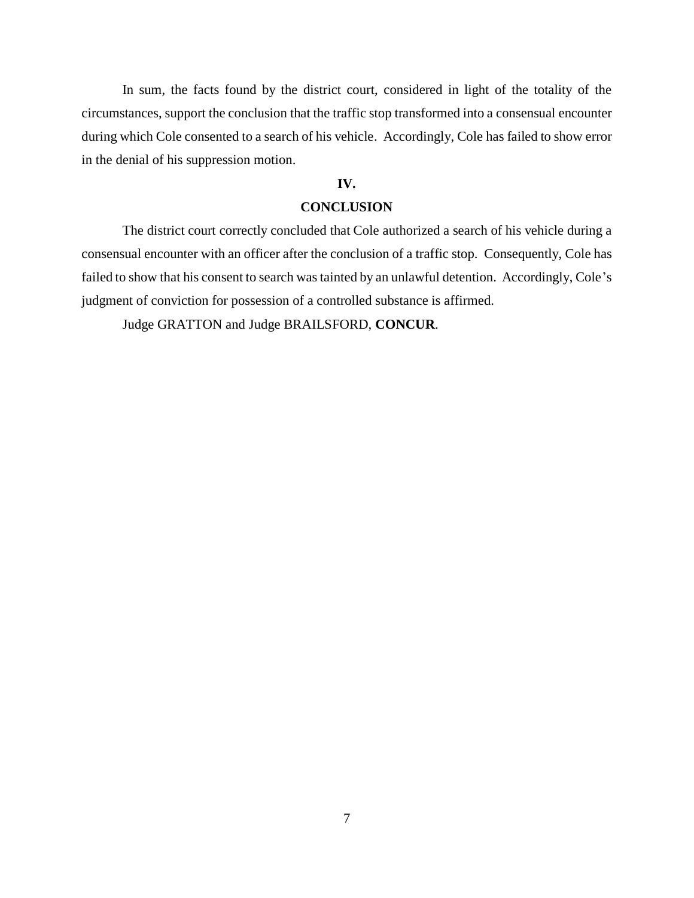In sum, the facts found by the district court, considered in light of the totality of the circumstances, support the conclusion that the traffic stop transformed into a consensual encounter during which Cole consented to a search of his vehicle. Accordingly, Cole has failed to show error in the denial of his suppression motion.

## IV.

## CONCLUSION

The district court correctly concluded that Cole authorized a search of his vehicle during a consensual encounter with an officer after the conclusion of a traffic stop. Consequently, Cole has failed to show that his consent to search was tainted by an unlawful detention. Accordingly, Cole's judgment of conviction for possession of a controlled substance is affirmed.

Judge GRATTON and Judge BRAILSFORD, **CONCUR**.